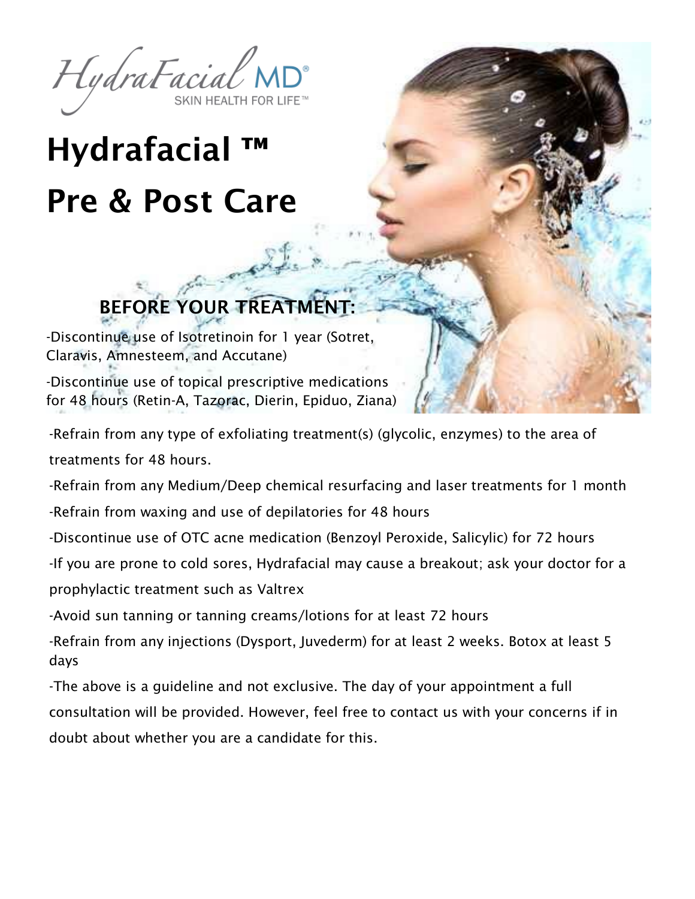HydraFacial MD®
SKIN HEALTH FOR LIFE™

# Hydrafacial ™ Pre & Post Care

## BEFORE YOUR TREATMENT:

-Discontinue use of Isotretinoin for 1 year (Sotret, Claravis, Amnesteem, and Accutane)

-Discontinue use of topical prescriptive medications for 48 hours (Retin-A, Tazorac, Dierin, Epiduo, Ziana)

-Refrain from any type of exfoliating treatment(s) (glycolic, enzymes) to the area of treatments for 48 hours.

-Refrain from any Medium/Deep chemical resurfacing and laser treatments for 1 month

-Refrain from waxing and use of depilatories for 48 hours

-Discontinue use of OTC acne medication (Benzoyl Peroxide, Salicylic) for 72 hours

-If you are prone to cold sores, Hydrafacial may cause a breakout; ask your doctor for a prophylactic treatment such as Valtrex

-Avoid sun tanning or tanning creams/lotions for at least 72 hours

-Refrain from any injections (Dysport, Juvederm) for at least 2 weeks. Botox at least 5 days

-The above is a guideline and not exclusive. The day of your appointment a full consultation will be provided. However, feel free to contact us with your concerns if in doubt about whether you are a candidate for this.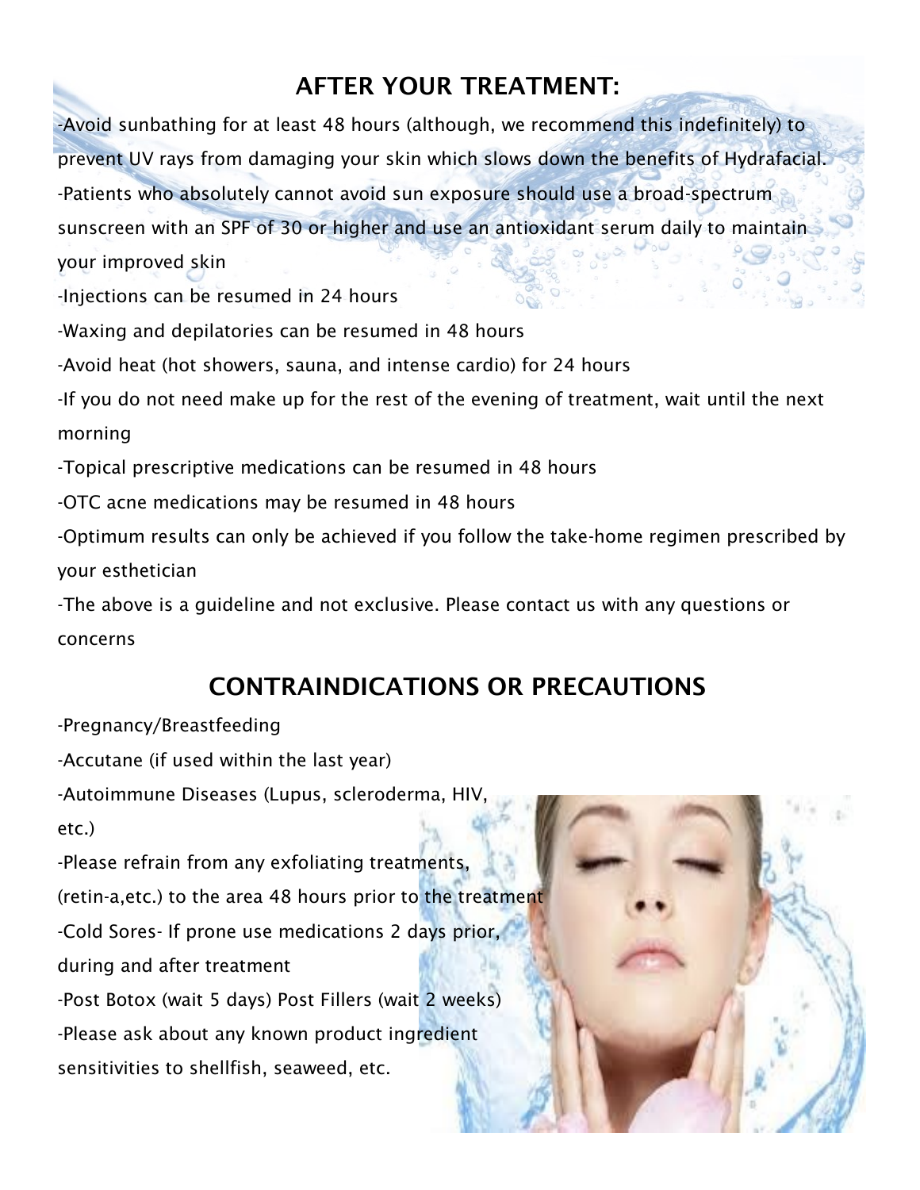## AFTER YOUR TREATMENT:

-Avoid sunbathing for at least 48 hours (although, we recommend this indefinitely) to prevent UV rays from damaging your skin which slows down the benefits of Hydrafacial.

-Patients who absolutely cannot avoid sun exposure should use a broad-spectrum sunscreen with an SPF of 30 or higher and use an antioxidant serum daily to maintain your improved skin

-Injections can be resumed in 24 hours

-Waxing and depilatories can be resumed in 48 hours

-Avoid heat (hot showers, sauna, and intense cardio) for 24 hours

-If you do not need make up for the rest of the evening of treatment, wait until the next morning

-Topical prescriptive medications can be resumed in 48 hours

-OTC acne medications may be resumed in 48 hours

-Optimum results can only be achieved if you follow the take-home regimen prescribed by your esthetician

-The above is a guideline and not exclusive. Please contact us with any questions or concerns

## CONTRAINDICATIONS OR PRECAUTIONS

-Pregnancy/Breastfeeding

-Accutane (if used within the last year)

-Autoimmune Diseases (Lupus, scleroderma, HIV, etc.)

-Please refrain from any exfoliating treatments, (retin-a,etc.) to the area 48 hours prior to the treatment

-Cold Sores- If prone use medications 2 days prior, during and after treatment

-Post Botox (wait 5 days) Post Fillers (wait 2 weeks)

-Please ask about any known product ingredient sensitivities to shellfish, seaweed, etc.